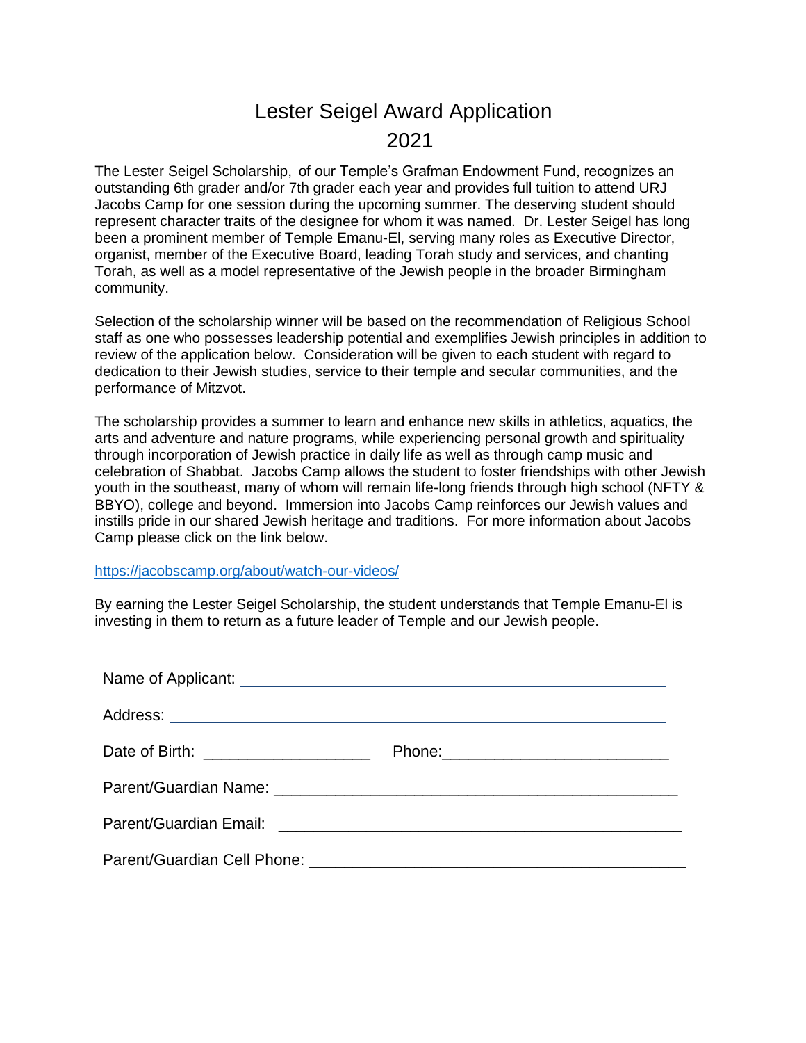# Lester Seigel Award Application
# 2021

The Lester Seigel Scholarship, of our Temple's Grafman Endowment Fund, recognizes an outstanding 6th grader and/or 7th grader each year and provides full tuition to attend URJ Jacobs Camp for one session during the upcoming summer. The deserving student should represent character traits of the designee for whom it was named. Dr. Lester Seigel has long been a prominent member of Temple Emanu-El, serving many roles as Executive Director, organist, member of the Executive Board, leading Torah study and services, and chanting Torah, as well as a model representative of the Jewish people in the broader Birmingham community.

Selection of the scholarship winner will be based on the recommendation of Religious School staff as one who possesses leadership potential and exemplifies Jewish principles in addition to review of the application below. Consideration will be given to each student with regard to dedication to their Jewish studies, service to their temple and secular communities, and the performance of Mitzvot.

The scholarship provides a summer to learn and enhance new skills in athletics, aquatics, the arts and adventure and nature programs, while experiencing personal growth and spirituality through incorporation of Jewish practice in daily life as well as through camp music and celebration of Shabbat. Jacobs Camp allows the student to foster friendships with other Jewish youth in the southeast, many of whom will remain life-long friends through high school (NFTY & BBYO), college and beyond. Immersion into Jacobs Camp reinforces our Jewish values and instills pride in our shared Jewish heritage and traditions. For more information about Jacobs Camp please click on the link below.

https://jacobscamp.org/about/watch-our-videos/

By earning the Lester Seigel Scholarship, the student understands that Temple Emanu-El is investing in them to return as a future leader of Temple and our Jewish people.

Name of Applicant: ______________________________________________

Address: ______________________________________________________

Date of Birth: ___________________ Phone:________________________

Parent/Guardian Name: _________________________________________

Parent/Guardian Email: _________________________________________

Parent/Guardian Cell Phone: _____________________________________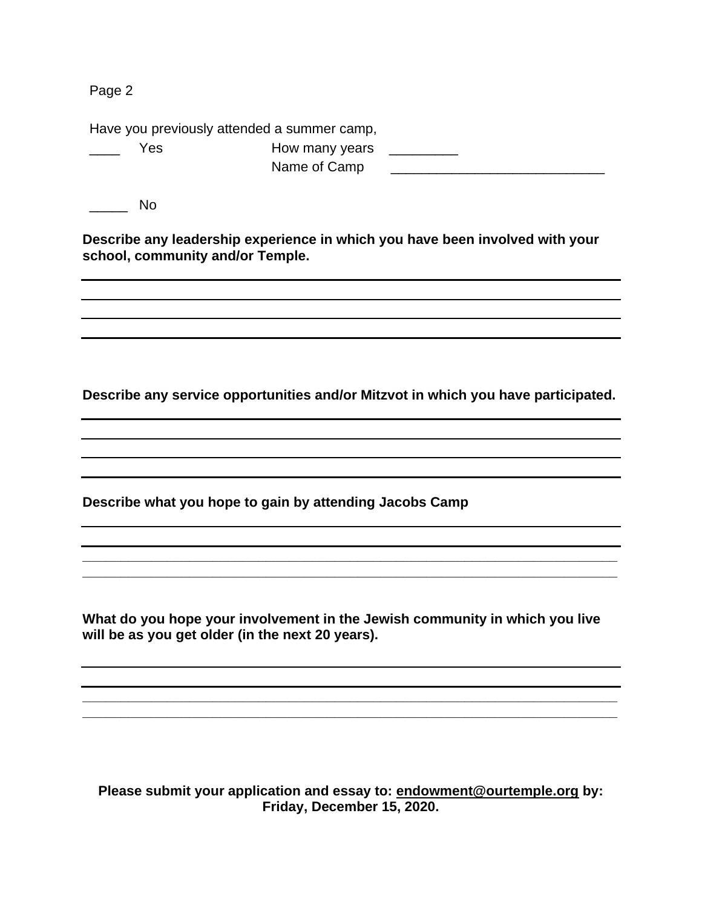Page 2

Have you previously attended a summer camp,

____ Yes  How many years _________
 Name of Camp ____________________________

_____ No

**Describe any leadership experience in which you have been involved with your school, community and/or Temple.**

**Describe any service opportunities and/or Mitzvot in which you have participated.**

**Describe what you hope to gain by attending Jacobs Camp**

**What do you hope your involvement in the Jewish community in which you live will be as you get older (in the next 20 years).**

**Please submit your application and essay to: endowment@ourtemple.org by: Friday, December 15, 2020.**